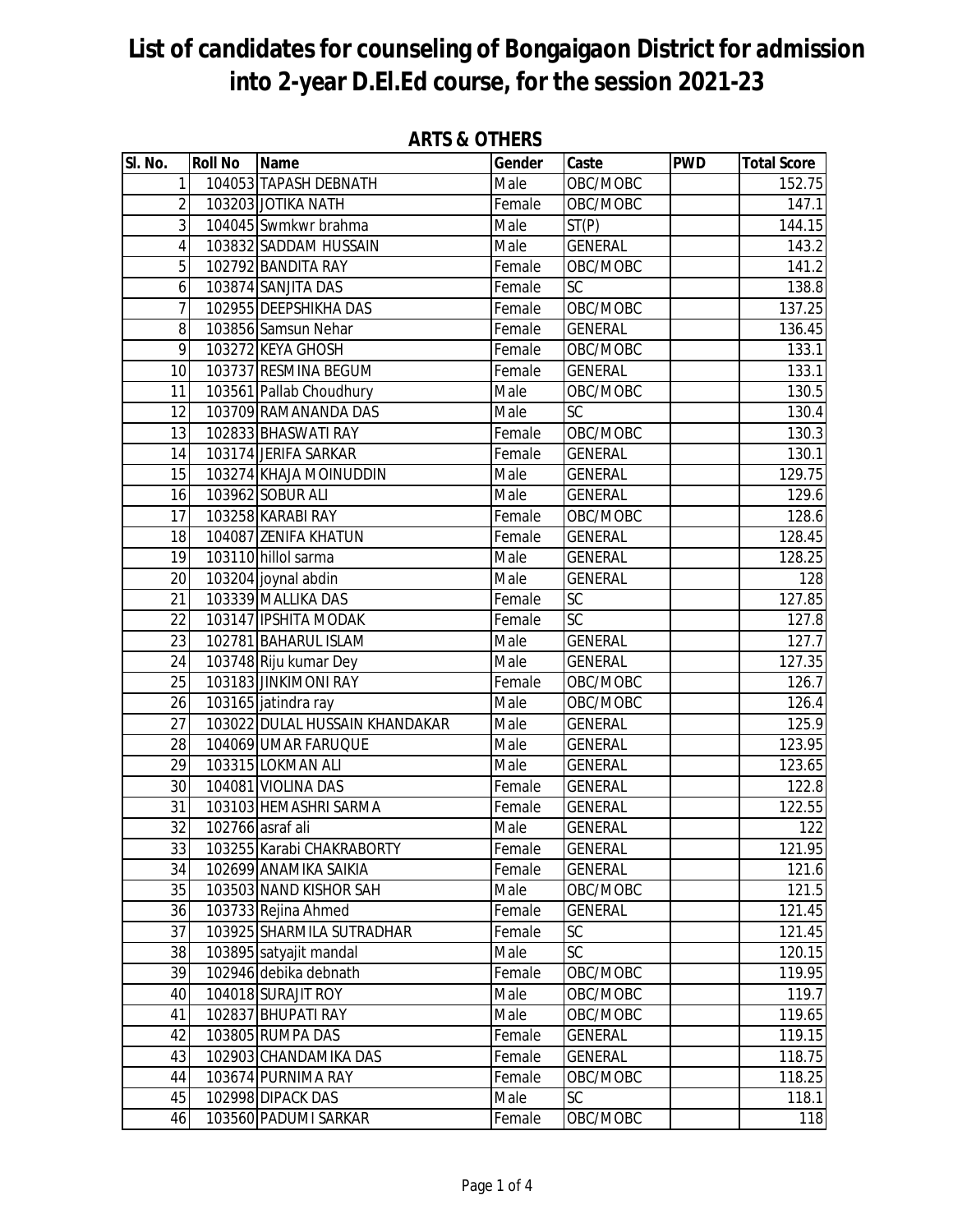# List of candidates for counseling of Bongaigaon District for admission into 2-year D.El.Ed course, for the session 2021-23

## ARTS & OTHERS

| Sl. No. | Roll No | Name | Gender | Caste | PWD | Total Score |
|---|---|---|---|---|---|---|
| 1 | 104053 | TAPASH DEBNATH | Male | OBC/MOBC | | 152.75 |
| 2 | 103203 | JOTIKA NATH | Female | OBC/MOBC | | 147.1 |
| 3 | 104045 | Swmkwr brahma | Male | ST(P) | | 144.15 |
| 4 | 103832 | SADDAM HUSSAIN | Male | GENERAL | | 143.2 |
| 5 | 102792 | BANDITA RAY | Female | OBC/MOBC | | 141.2 |
| 6 | 103874 | SANJITA DAS | Female | SC | | 138.8 |
| 7 | 102955 | DEEPSHIKHA DAS | Female | OBC/MOBC | | 137.25 |
| 8 | 103856 | Samsun Nehar | Female | GENERAL | | 136.45 |
| 9 | 103272 | KEYA GHOSH | Female | OBC/MOBC | | 133.1 |
| 10 | 103737 | RESMINA BEGUM | Female | GENERAL | | 133.1 |
| 11 | 103561 | Pallab Choudhury | Male | OBC/MOBC | | 130.5 |
| 12 | 103709 | RAMANANDA DAS | Male | SC | | 130.4 |
| 13 | 102833 | BHASWATI RAY | Female | OBC/MOBC | | 130.3 |
| 14 | 103174 | JERIFA SARKAR | Female | GENERAL | | 130.1 |
| 15 | 103274 | KHAJA MOINUDDIN | Male | GENERAL | | 129.75 |
| 16 | 103962 | SOBUR ALI | Male | GENERAL | | 129.6 |
| 17 | 103258 | KARABI RAY | Female | OBC/MOBC | | 128.6 |
| 18 | 104087 | ZENIFA KHATUN | Female | GENERAL | | 128.45 |
| 19 | 103110 | hillol sarma | Male | GENERAL | | 128.25 |
| 20 | 103204 | joynal abdin | Male | GENERAL | | 128 |
| 21 | 103339 | MALLIKA DAS | Female | SC | | 127.85 |
| 22 | 103147 | IPSHITA MODAK | Female | SC | | 127.8 |
| 23 | 102781 | BAHARUL ISLAM | Male | GENERAL | | 127.7 |
| 24 | 103748 | Riju kumar Dey | Male | GENERAL | | 127.35 |
| 25 | 103183 | JINKIMONI RAY | Female | OBC/MOBC | | 126.7 |
| 26 | 103165 | jatindra ray | Male | OBC/MOBC | | 126.4 |
| 27 | 103022 | DULAL HUSSAIN KHANDAKAR | Male | GENERAL | | 125.9 |
| 28 | 104069 | UMAR FARUQUE | Male | GENERAL | | 123.95 |
| 29 | 103315 | LOKMAN ALI | Male | GENERAL | | 123.65 |
| 30 | 104081 | VIOLINA DAS | Female | GENERAL | | 122.8 |
| 31 | 103103 | HEMASHRI SARMA | Female | GENERAL | | 122.55 |
| 32 | 102766 | asraf ali | Male | GENERAL | | 122 |
| 33 | 103255 | Karabi CHAKRABORTY | Female | GENERAL | | 121.95 |
| 34 | 102699 | ANAMIKA SAIKIA | Female | GENERAL | | 121.6 |
| 35 | 103503 | NAND KISHOR SAH | Male | OBC/MOBC | | 121.5 |
| 36 | 103733 | Rejina Ahmed | Female | GENERAL | | 121.45 |
| 37 | 103925 | SHARMILA SUTRADHAR | Female | SC | | 121.45 |
| 38 | 103895 | satyajit mandal | Male | SC | | 120.15 |
| 39 | 102946 | debika debnath | Female | OBC/MOBC | | 119.95 |
| 40 | 104018 | SURAJIT ROY | Male | OBC/MOBC | | 119.7 |
| 41 | 102837 | BHUPATI RAY | Male | OBC/MOBC | | 119.65 |
| 42 | 103805 | RUMPA DAS | Female | GENERAL | | 119.15 |
| 43 | 102903 | CHANDAMIKA DAS | Female | GENERAL | | 118.75 |
| 44 | 103674 | PURNIMA RAY | Female | OBC/MOBC | | 118.25 |
| 45 | 102998 | DIPACK DAS | Male | SC | | 118.1 |
| 46 | 103560 | PADUMI SARKAR | Female | OBC/MOBC | | 118 |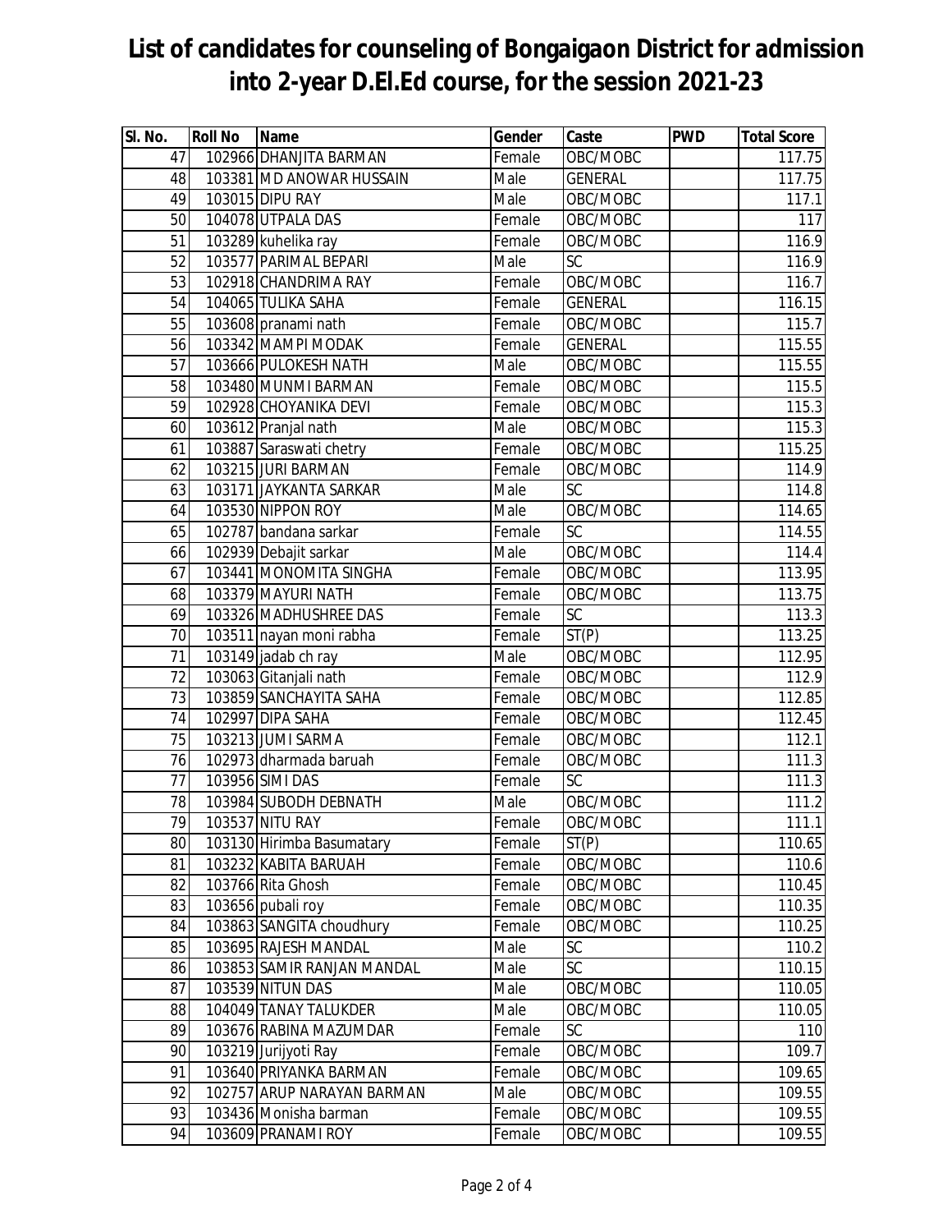# List of candidates for counseling of Bongaigaon District for admission into 2-year D.El.Ed course, for the session 2021-23

| Sl. No. | Roll No | Name | Gender | Caste | PWD | Total Score |
|---|---|---|---|---|---|---|
| 47 | 102966 | DHANJITA BARMAN | Female | OBC/MOBC | | 117.75 |
| 48 | 103381 | MD ANOWAR HUSSAIN | Male | GENERAL | | 117.75 |
| 49 | 103015 | DIPU RAY | Male | OBC/MOBC | | 117.1 |
| 50 | 104078 | UTPALA DAS | Female | OBC/MOBC | | 117 |
| 51 | 103289 | kuhelika ray | Female | OBC/MOBC | | 116.9 |
| 52 | 103577 | PARIMAL BEPARI | Male | SC | | 116.9 |
| 53 | 102918 | CHANDRIMA RAY | Female | OBC/MOBC | | 116.7 |
| 54 | 104065 | TULIKA SAHA | Female | GENERAL | | 116.15 |
| 55 | 103608 | pranami nath | Female | OBC/MOBC | | 115.7 |
| 56 | 103342 | MAMPI MODAK | Female | GENERAL | | 115.55 |
| 57 | 103666 | PULOKESH NATH | Male | OBC/MOBC | | 115.55 |
| 58 | 103480 | MUNMI BARMAN | Female | OBC/MOBC | | 115.5 |
| 59 | 102928 | CHOYANIKA DEVI | Female | OBC/MOBC | | 115.3 |
| 60 | 103612 | Pranjal nath | Male | OBC/MOBC | | 115.3 |
| 61 | 103887 | Saraswati chetry | Female | OBC/MOBC | | 115.25 |
| 62 | 103215 | JURI BARMAN | Female | OBC/MOBC | | 114.9 |
| 63 | 103171 | JAYKANTA SARKAR | Male | SC | | 114.8 |
| 64 | 103530 | NIPPON ROY | Male | OBC/MOBC | | 114.65 |
| 65 | 102787 | bandana sarkar | Female | SC | | 114.55 |
| 66 | 102939 | Debajit sarkar | Male | OBC/MOBC | | 114.4 |
| 67 | 103441 | MONOMITA SINGHA | Female | OBC/MOBC | | 113.95 |
| 68 | 103379 | MAYURI NATH | Female | OBC/MOBC | | 113.75 |
| 69 | 103326 | MADHUSHREE DAS | Female | SC | | 113.3 |
| 70 | 103511 | nayan moni rabha | Female | ST(P) | | 113.25 |
| 71 | 103149 | jadab ch ray | Male | OBC/MOBC | | 112.95 |
| 72 | 103063 | Gitanjali nath | Female | OBC/MOBC | | 112.9 |
| 73 | 103859 | SANCHAYITA SAHA | Female | OBC/MOBC | | 112.85 |
| 74 | 102997 | DIPA SAHA | Female | OBC/MOBC | | 112.45 |
| 75 | 103213 | JUMI SARMA | Female | OBC/MOBC | | 112.1 |
| 76 | 102973 | dharmada baruah | Female | OBC/MOBC | | 111.3 |
| 77 | 103956 | SIMI DAS | Female | SC | | 111.3 |
| 78 | 103984 | SUBODH DEBNATH | Male | OBC/MOBC | | 111.2 |
| 79 | 103537 | NITU RAY | Female | OBC/MOBC | | 111.1 |
| 80 | 103130 | Hirimba Basumatary | Female | ST(P) | | 110.65 |
| 81 | 103232 | KABITA BARUAH | Female | OBC/MOBC | | 110.6 |
| 82 | 103766 | Rita Ghosh | Female | OBC/MOBC | | 110.45 |
| 83 | 103656 | pubali roy | Female | OBC/MOBC | | 110.35 |
| 84 | 103863 | SANGITA choudhury | Female | OBC/MOBC | | 110.25 |
| 85 | 103695 | RAJESH MANDAL | Male | SC | | 110.2 |
| 86 | 103853 | SAMIR RANJAN MANDAL | Male | SC | | 110.15 |
| 87 | 103539 | NITUN DAS | Male | OBC/MOBC | | 110.05 |
| 88 | 104049 | TANAY TALUKDER | Male | OBC/MOBC | | 110.05 |
| 89 | 103676 | RABINA MAZUMDAR | Female | SC | | 110 |
| 90 | 103219 | Jurijyoti Ray | Female | OBC/MOBC | | 109.7 |
| 91 | 103640 | PRIYANKA BARMAN | Female | OBC/MOBC | | 109.65 |
| 92 | 102757 | ARUP NARAYAN BARMAN | Male | OBC/MOBC | | 109.55 |
| 93 | 103436 | Monisha barman | Female | OBC/MOBC | | 109.55 |
| 94 | 103609 | PRANAMI ROY | Female | OBC/MOBC | | 109.55 |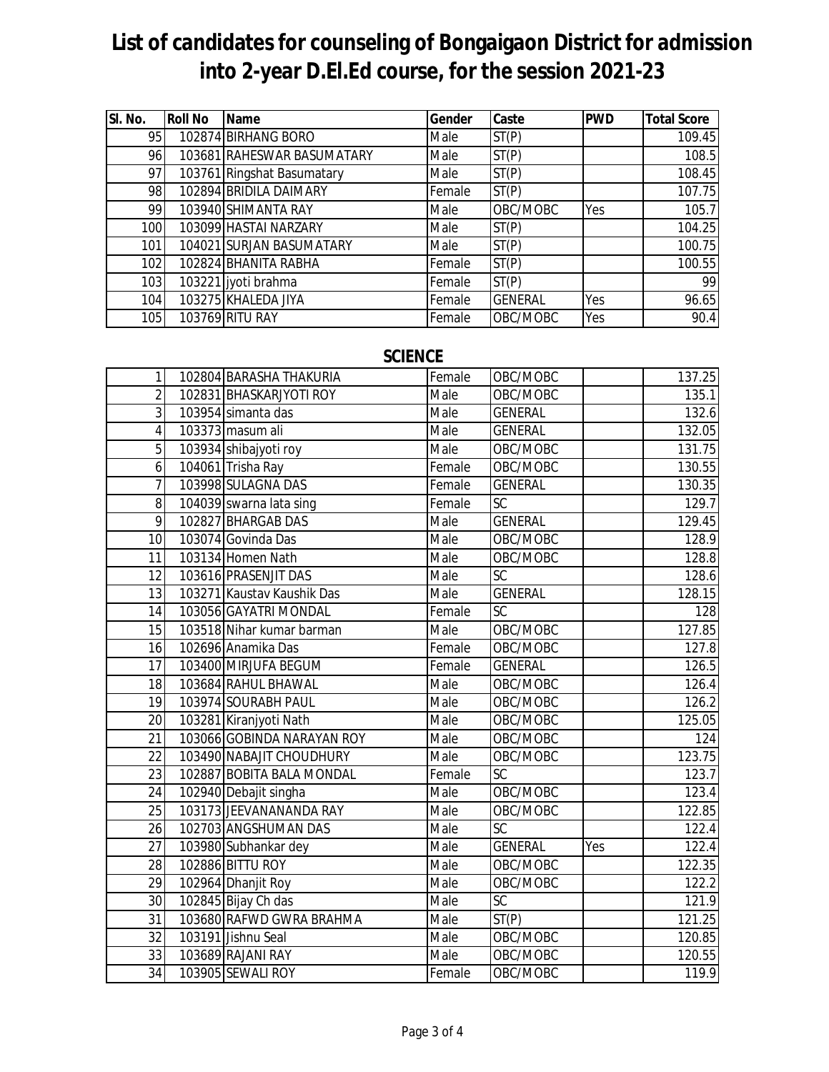# List of candidates for counseling of Bongaigaon District for admission into 2-year D.El.Ed course, for the session 2021-23

| Sl. No. | Roll No | Name | Gender | Caste | PWD | Total Score |
|---|---|---|---|---|---|---|
| 95 | 102874 | BIRHANG BORO | Male | ST(P) | | 109.45 |
| 96 | 103681 | RAHESWAR BASUMATARY | Male | ST(P) | | 108.5 |
| 97 | 103761 | Ringshat Basumatary | Male | ST(P) | | 108.45 |
| 98 | 102894 | BRIDILA DAIMARY | Female | ST(P) | | 107.75 |
| 99 | 103940 | SHIMANTA RAY | Male | OBC/MOBC | Yes | 105.7 |
| 100 | 103099 | HASTAI NARZARY | Male | ST(P) | | 104.25 |
| 101 | 104021 | SURJAN BASUMATARY | Male | ST(P) | | 100.75 |
| 102 | 102824 | BHANITA RABHA | Female | ST(P) | | 100.55 |
| 103 | 103221 | jyoti brahma | Female | ST(P) | | 99 |
| 104 | 103275 | KHALEDA JIYA | Female | GENERAL | Yes | 96.65 |
| 105 | 103769 | RITU RAY | Female | OBC/MOBC | Yes | 90.4 |

## SCIENCE

| Sl. No. | Roll No | Name | Gender | Caste | PWD | Total Score |
|---|---|---|---|---|---|---|
| 1 | 102804 | BARASHA THAKURIA | Female | OBC/MOBC | | 137.25 |
| 2 | 102831 | BHASKARJYOTI ROY | Male | OBC/MOBC | | 135.1 |
| 3 | 103954 | simanta das | Male | GENERAL | | 132.6 |
| 4 | 103373 | masum ali | Male | GENERAL | | 132.05 |
| 5 | 103934 | shibajyoti roy | Male | OBC/MOBC | | 131.75 |
| 6 | 104061 | Trisha Ray | Female | OBC/MOBC | | 130.55 |
| 7 | 103998 | SULAGNA DAS | Female | GENERAL | | 130.35 |
| 8 | 104039 | swarna lata sing | Female | SC | | 129.7 |
| 9 | 102827 | BHARGAB DAS | Male | GENERAL | | 129.45 |
| 10 | 103074 | Govinda Das | Male | OBC/MOBC | | 128.9 |
| 11 | 103134 | Homen Nath | Male | OBC/MOBC | | 128.8 |
| 12 | 103616 | PRASENJIT DAS | Male | SC | | 128.6 |
| 13 | 103271 | Kaustav Kaushik Das | Male | GENERAL | | 128.15 |
| 14 | 103056 | GAYATRI MONDAL | Female | SC | | 128 |
| 15 | 103518 | Nihar kumar barman | Male | OBC/MOBC | | 127.85 |
| 16 | 102696 | Anamika Das | Female | OBC/MOBC | | 127.8 |
| 17 | 103400 | MIRJUFA BEGUM | Female | GENERAL | | 126.5 |
| 18 | 103684 | RAHUL BHAWAL | Male | OBC/MOBC | | 126.4 |
| 19 | 103974 | SOURABH PAUL | Male | OBC/MOBC | | 126.2 |
| 20 | 103281 | Kiranjyoti Nath | Male | OBC/MOBC | | 125.05 |
| 21 | 103066 | GOBINDA NARAYAN ROY | Male | OBC/MOBC | | 124 |
| 22 | 103490 | NABAJIT CHOUDHURY | Male | OBC/MOBC | | 123.75 |
| 23 | 102887 | BOBITA BALA MONDAL | Female | SC | | 123.7 |
| 24 | 102940 | Debajit singha | Male | OBC/MOBC | | 123.4 |
| 25 | 103173 | JEEVANANANDA RAY | Male | OBC/MOBC | | 122.85 |
| 26 | 102703 | ANGSHUMAN DAS | Male | SC | | 122.4 |
| 27 | 103980 | Subhankar dey | Male | GENERAL | Yes | 122.4 |
| 28 | 102886 | BITTU ROY | Male | OBC/MOBC | | 122.35 |
| 29 | 102964 | Dhanjit Roy | Male | OBC/MOBC | | 122.2 |
| 30 | 102845 | Bijay Ch das | Male | SC | | 121.9 |
| 31 | 103680 | RAFWD GWRA BRAHMA | Male | ST(P) | | 121.25 |
| 32 | 103191 | Jishnu Seal | Male | OBC/MOBC | | 120.85 |
| 33 | 103689 | RAJANI RAY | Male | OBC/MOBC | | 120.55 |
| 34 | 103905 | SEWALI ROY | Female | OBC/MOBC | | 119.9 |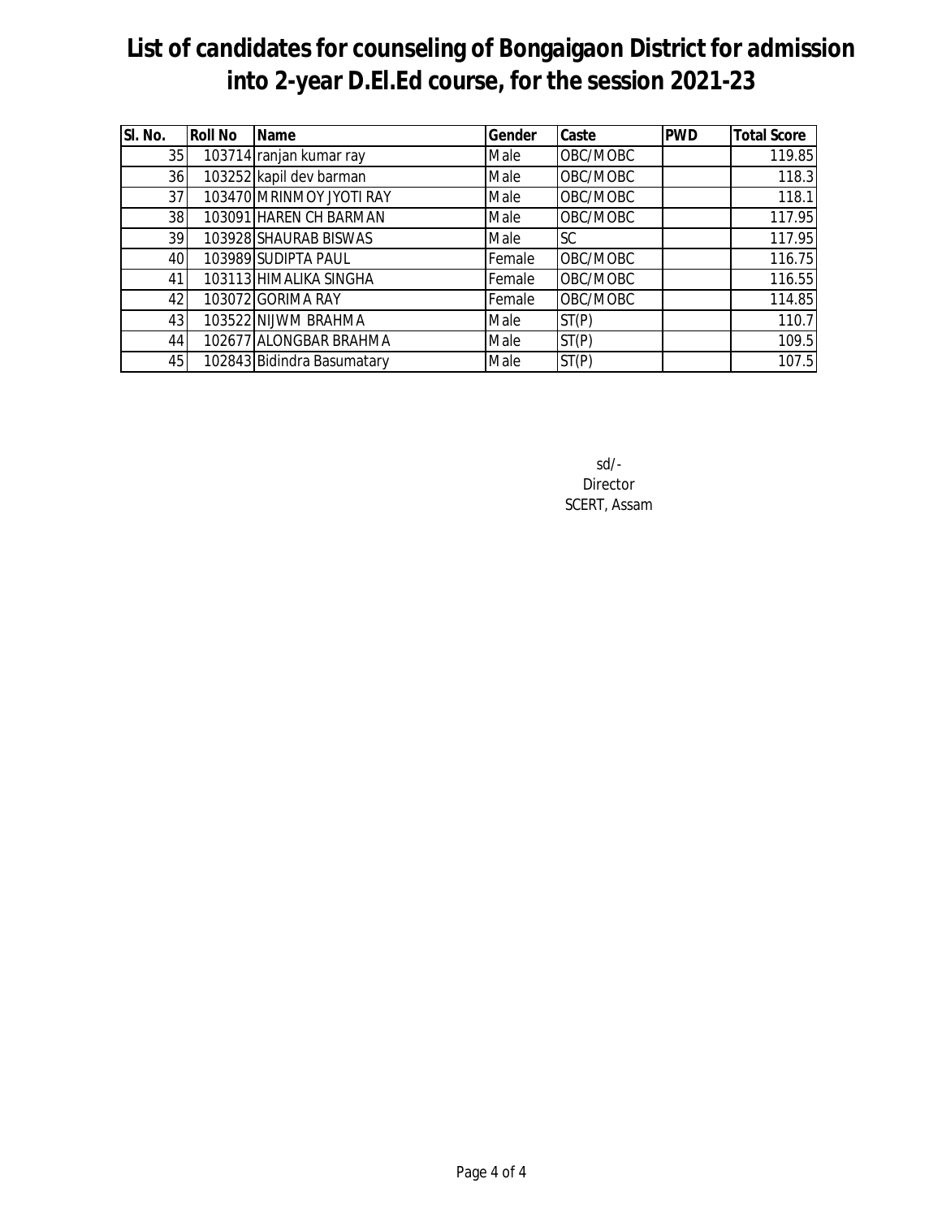# List of candidates for counseling of Bongaigaon District for admission into 2-year D.El.Ed course, for the session 2021-23

| Sl. No. | Roll No | Name | Gender | Caste | PWD | Total Score |
|---|---|---|---|---|---|---|
| 35 | 103714 | ranjan kumar ray | Male | OBC/MOBC | | 119.85 |
| 36 | 103252 | kapil dev barman | Male | OBC/MOBC | | 118.3 |
| 37 | 103470 | MRINMOY JYOTI RAY | Male | OBC/MOBC | | 118.1 |
| 38 | 103091 | HAREN CH BARMAN | Male | OBC/MOBC | | 117.95 |
| 39 | 103928 | SHAURAB BISWAS | Male | SC | | 117.95 |
| 40 | 103989 | SUDIPTA PAUL | Female | OBC/MOBC | | 116.75 |
| 41 | 103113 | HIMALIKA SINGHA | Female | OBC/MOBC | | 116.55 |
| 42 | 103072 | GORIMA RAY | Female | OBC/MOBC | | 114.85 |
| 43 | 103522 | NIJWM BRAHMA | Male | ST(P) | | 110.7 |
| 44 | 102677 | ALONGBAR BRAHMA | Male | ST(P) | | 109.5 |
| 45 | 102843 | Bidindra Basumatary | Male | ST(P) | | 107.5 |

sd/-
Director
SCERT, Assam